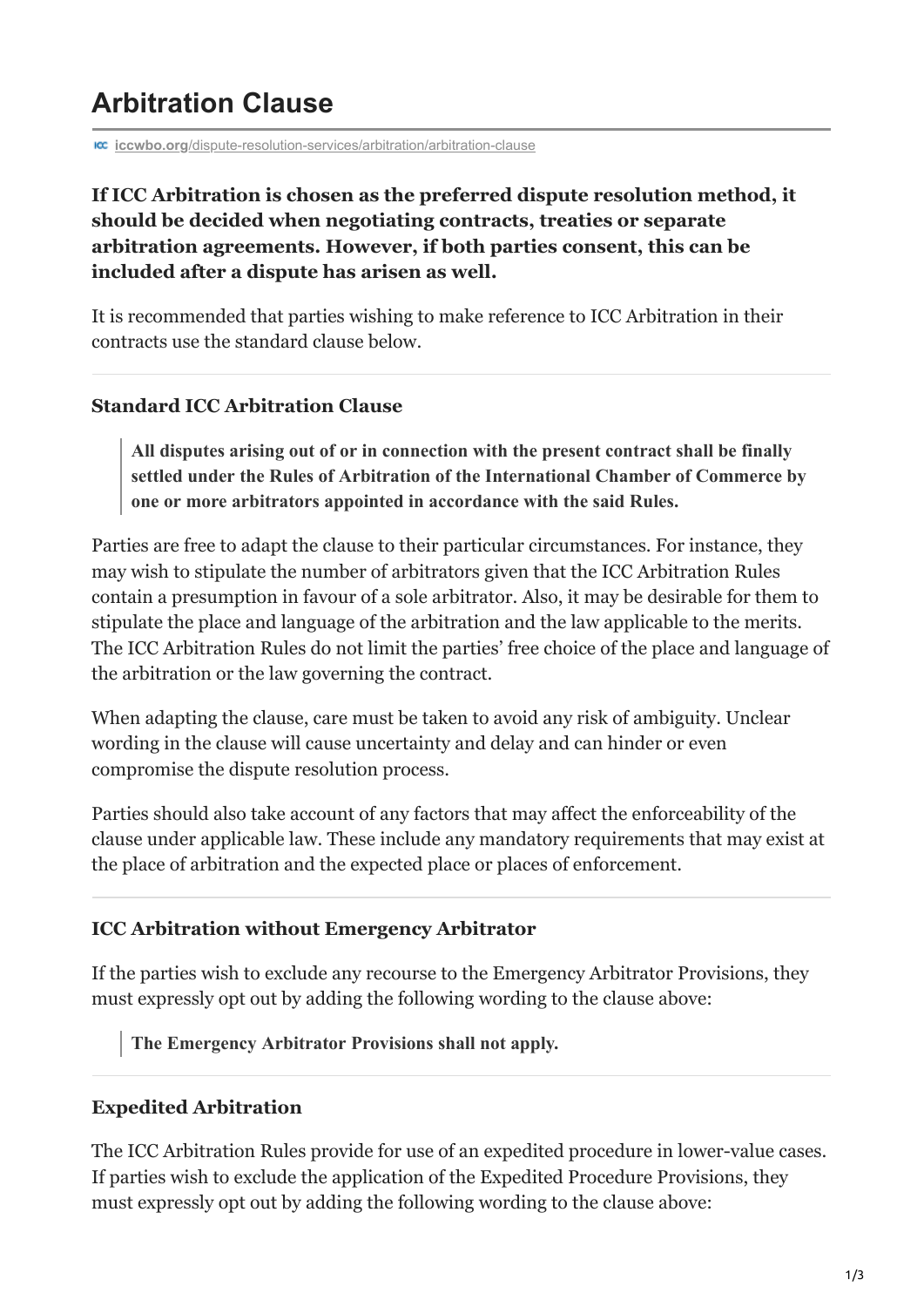# Arbitration Clause

iccwbo.org/dispute-resolution-services/arbitration/arbitration-clause

**If ICC Arbitration is chosen as the preferred dispute resolution method, it should be decided when negotiating contracts, treaties or separate arbitration agreements. However, if both parties consent, this can be included after a dispute has arisen as well.**

It is recommended that parties wishing to make reference to ICC Arbitration in their contracts use the standard clause below.

### Standard ICC Arbitration Clause

> **All disputes arising out of or in connection with the present contract shall be finally settled under the Rules of Arbitration of the International Chamber of Commerce by one or more arbitrators appointed in accordance with the said Rules.**

Parties are free to adapt the clause to their particular circumstances. For instance, they may wish to stipulate the number of arbitrators given that the ICC Arbitration Rules contain a presumption in favour of a sole arbitrator. Also, it may be desirable for them to stipulate the place and language of the arbitration and the law applicable to the merits. The ICC Arbitration Rules do not limit the parties' free choice of the place and language of the arbitration or the law governing the contract.

When adapting the clause, care must be taken to avoid any risk of ambiguity. Unclear wording in the clause will cause uncertainty and delay and can hinder or even compromise the dispute resolution process.

Parties should also take account of any factors that may affect the enforceability of the clause under applicable law. These include any mandatory requirements that may exist at the place of arbitration and the expected place or places of enforcement.

### ICC Arbitration without Emergency Arbitrator

If the parties wish to exclude any recourse to the Emergency Arbitrator Provisions, they must expressly opt out by adding the following wording to the clause above:

> **The Emergency Arbitrator Provisions shall not apply.**

### Expedited Arbitration

The ICC Arbitration Rules provide for use of an expedited procedure in lower-value cases. If parties wish to exclude the application of the Expedited Procedure Provisions, they must expressly opt out by adding the following wording to the clause above: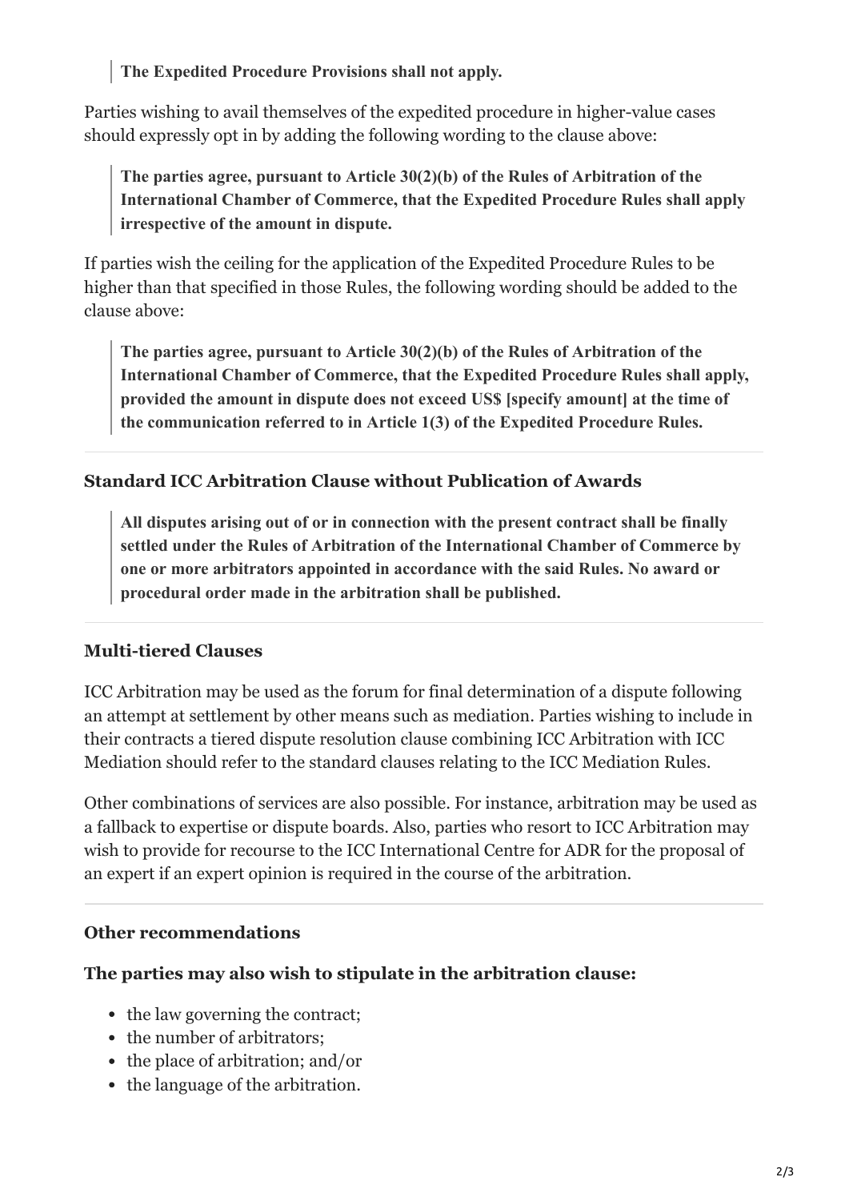> **The Expedited Procedure Provisions shall not apply.**

Parties wishing to avail themselves of the expedited procedure in higher-value cases should expressly opt in by adding the following wording to the clause above:

> **The parties agree, pursuant to Article 30(2)(b) of the Rules of Arbitration of the International Chamber of Commerce, that the Expedited Procedure Rules shall apply irrespective of the amount in dispute.**

If parties wish the ceiling for the application of the Expedited Procedure Rules to be higher than that specified in those Rules, the following wording should be added to the clause above:

> **The parties agree, pursuant to Article 30(2)(b) of the Rules of Arbitration of the International Chamber of Commerce, that the Expedited Procedure Rules shall apply, provided the amount in dispute does not exceed US$ [specify amount] at the time of the communication referred to in Article 1(3) of the Expedited Procedure Rules.**

---

### Standard ICC Arbitration Clause without Publication of Awards

> **All disputes arising out of or in connection with the present contract shall be finally settled under the Rules of Arbitration of the International Chamber of Commerce by one or more arbitrators appointed in accordance with the said Rules. No award or procedural order made in the arbitration shall be published.**

---

### Multi-tiered Clauses

ICC Arbitration may be used as the forum for final determination of a dispute following an attempt at settlement by other means such as mediation. Parties wishing to include in their contracts a tiered dispute resolution clause combining ICC Arbitration with ICC Mediation should refer to the standard clauses relating to the ICC Mediation Rules.

Other combinations of services are also possible. For instance, arbitration may be used as a fallback to expertise or dispute boards. Also, parties who resort to ICC Arbitration may wish to provide for recourse to the ICC International Centre for ADR for the proposal of an expert if an expert opinion is required in the course of the arbitration.

---

### Other recommendations

**The parties may also wish to stipulate in the arbitration clause:**

- the law governing the contract;
- the number of arbitrators;
- the place of arbitration; and/or
- the language of the arbitration.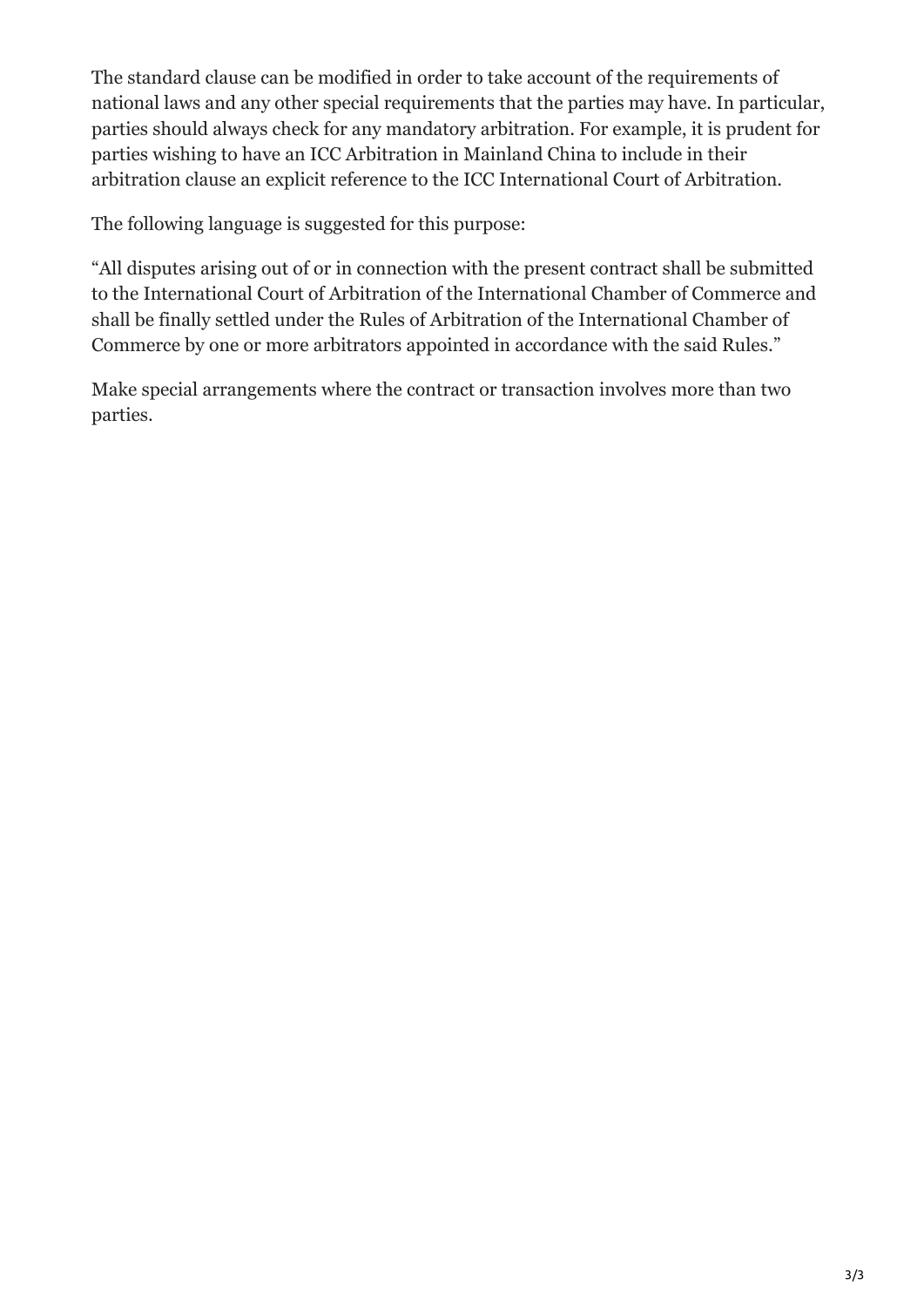The standard clause can be modified in order to take account of the requirements of national laws and any other special requirements that the parties may have. In particular, parties should always check for any mandatory arbitration. For example, it is prudent for parties wishing to have an ICC Arbitration in Mainland China to include in their arbitration clause an explicit reference to the ICC International Court of Arbitration.

The following language is suggested for this purpose:

"All disputes arising out of or in connection with the present contract shall be submitted to the International Court of Arbitration of the International Chamber of Commerce and shall be finally settled under the Rules of Arbitration of the International Chamber of Commerce by one or more arbitrators appointed in accordance with the said Rules."

Make special arrangements where the contract or transaction involves more than two parties.